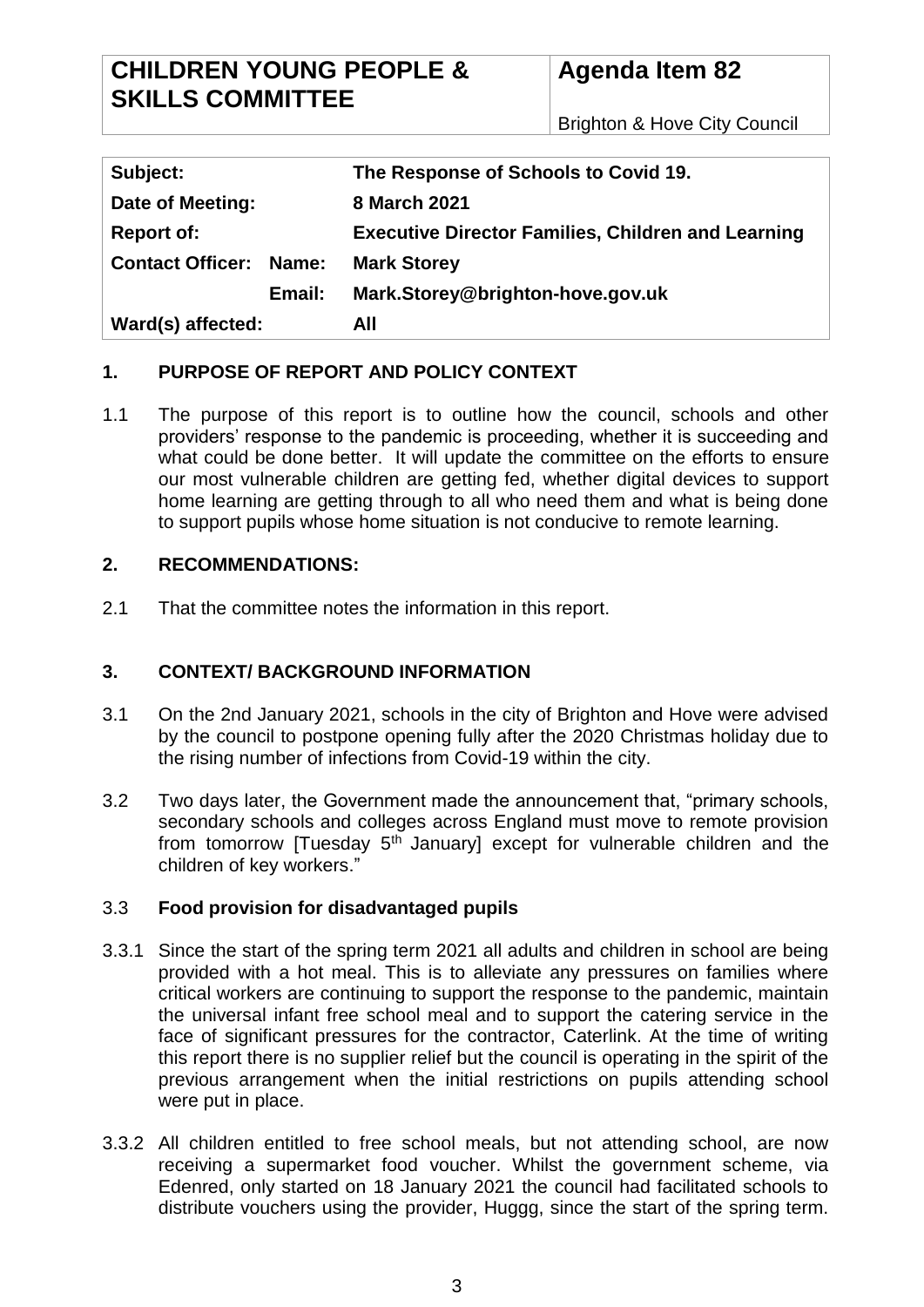| CHILDREN YOUNG PEOPLE & SKILLS COMMITTEE | Agenda Item 82 |
| --- | --- |
| | Brighton & Hove City Council |

| | |
| --- | --- |
| **Subject:** | **The Response of Schools to Covid 19.** |
| **Date of Meeting:** | **8 March 2021** |
| **Report of:** | **Executive Director Families, Children and Learning** |
| **Contact Officer: Name:** | **Mark Storey** |
| **Email:** | **Mark.Storey@brighton-hove.gov.uk** |
| **Ward(s) affected:** | **All** |

## 1. PURPOSE OF REPORT AND POLICY CONTEXT

1.1 The purpose of this report is to outline how the council, schools and other providers' response to the pandemic is proceeding, whether it is succeeding and what could be done better. It will update the committee on the efforts to ensure our most vulnerable children are getting fed, whether digital devices to support home learning are getting through to all who need them and what is being done to support pupils whose home situation is not conducive to remote learning.

## 2. RECOMMENDATIONS:

2.1 That the committee notes the information in this report.

## 3. CONTEXT/ BACKGROUND INFORMATION

3.1 On the 2nd January 2021, schools in the city of Brighton and Hove were advised by the council to postpone opening fully after the 2020 Christmas holiday due to the rising number of infections from Covid-19 within the city.

3.2 Two days later, the Government made the announcement that, "primary schools, secondary schools and colleges across England must move to remote provision from tomorrow [Tuesday 5th January] except for vulnerable children and the children of key workers."

3.3 **Food provision for disadvantaged pupils**

3.3.1 Since the start of the spring term 2021 all adults and children in school are being provided with a hot meal. This is to alleviate any pressures on families where critical workers are continuing to support the response to the pandemic, maintain the universal infant free school meal and to support the catering service in the face of significant pressures for the contractor, Caterlink. At the time of writing this report there is no supplier relief but the council is operating in the spirit of the previous arrangement when the initial restrictions on pupils attending school were put in place.

3.3.2 All children entitled to free school meals, but not attending school, are now receiving a supermarket food voucher. Whilst the government scheme, via Edenred, only started on 18 January 2021 the council had facilitated schools to distribute vouchers using the provider, Huggg, since the start of the spring term.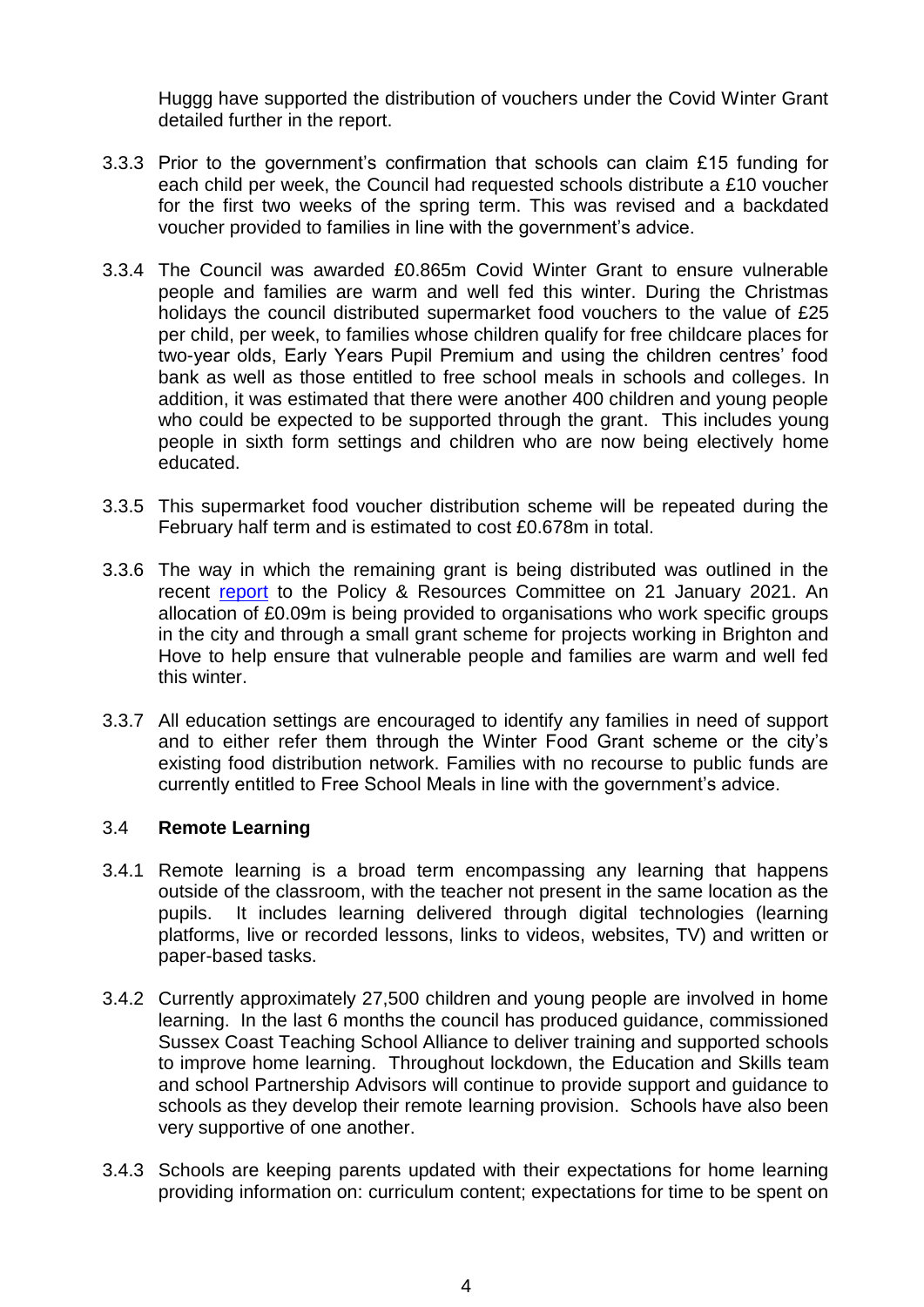Huggg have supported the distribution of vouchers under the Covid Winter Grant detailed further in the report.

3.3.3 Prior to the government's confirmation that schools can claim £15 funding for each child per week, the Council had requested schools distribute a £10 voucher for the first two weeks of the spring term. This was revised and a backdated voucher provided to families in line with the government's advice.

3.3.4 The Council was awarded £0.865m Covid Winter Grant to ensure vulnerable people and families are warm and well fed this winter. During the Christmas holidays the council distributed supermarket food vouchers to the value of £25 per child, per week, to families whose children qualify for free childcare places for two-year olds, Early Years Pupil Premium and using the children centres' food bank as well as those entitled to free school meals in schools and colleges. In addition, it was estimated that there were another 400 children and young people who could be expected to be supported through the grant. This includes young people in sixth form settings and children who are now being electively home educated.

3.3.5 This supermarket food voucher distribution scheme will be repeated during the February half term and is estimated to cost £0.678m in total.

3.3.6 The way in which the remaining grant is being distributed was outlined in the recent report to the Policy & Resources Committee on 21 January 2021. An allocation of £0.09m is being provided to organisations who work specific groups in the city and through a small grant scheme for projects working in Brighton and Hove to help ensure that vulnerable people and families are warm and well fed this winter.

3.3.7 All education settings are encouraged to identify any families in need of support and to either refer them through the Winter Food Grant scheme or the city's existing food distribution network. Families with no recourse to public funds are currently entitled to Free School Meals in line with the government's advice.

### 3.4 **Remote Learning**

3.4.1 Remote learning is a broad term encompassing any learning that happens outside of the classroom, with the teacher not present in the same location as the pupils. It includes learning delivered through digital technologies (learning platforms, live or recorded lessons, links to videos, websites, TV) and written or paper-based tasks.

3.4.2 Currently approximately 27,500 children and young people are involved in home learning. In the last 6 months the council has produced guidance, commissioned Sussex Coast Teaching School Alliance to deliver training and supported schools to improve home learning. Throughout lockdown, the Education and Skills team and school Partnership Advisors will continue to provide support and guidance to schools as they develop their remote learning provision. Schools have also been very supportive of one another.

3.4.3 Schools are keeping parents updated with their expectations for home learning providing information on: curriculum content; expectations for time to be spent on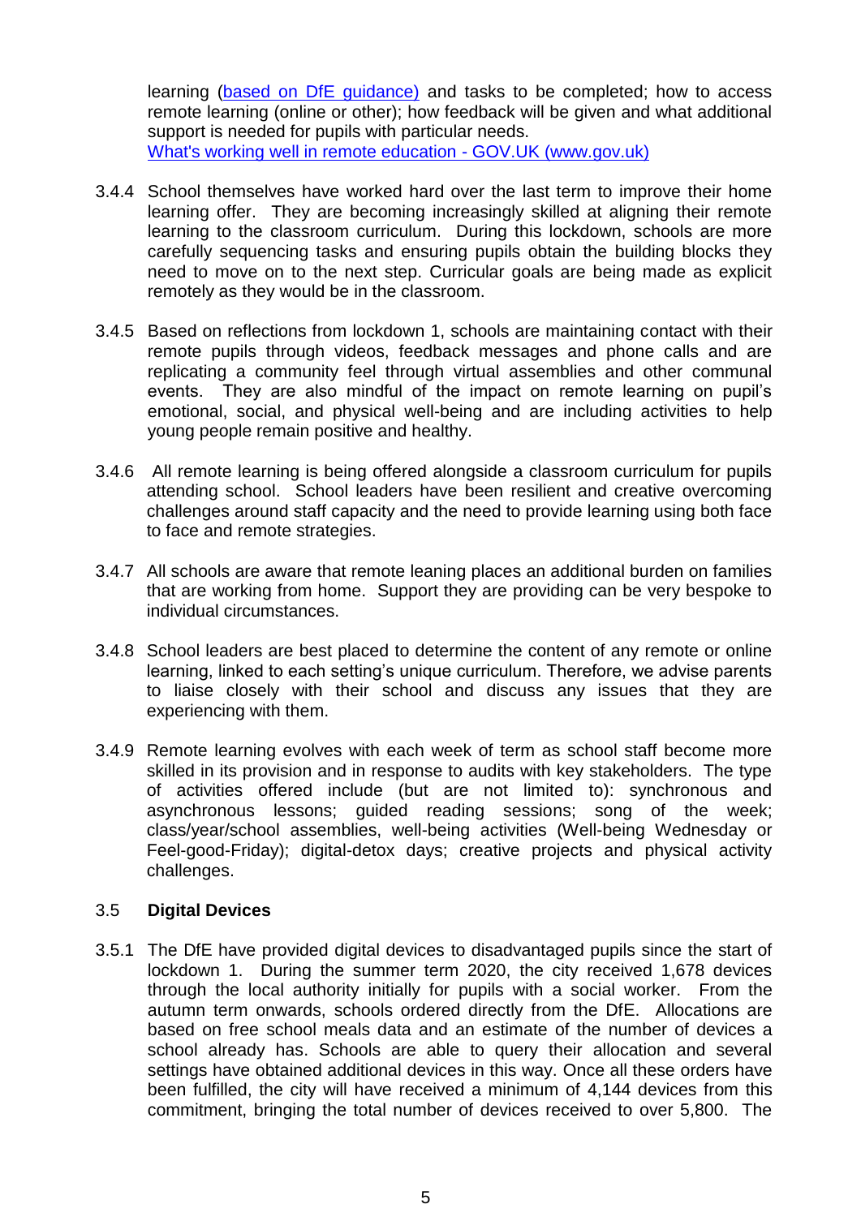learning ([based on DfE guidance)](#) and tasks to be completed; how to access remote learning (online or other); how feedback will be given and what additional support is needed for pupils with particular needs.
[What's working well in remote education - GOV.UK (www.gov.uk)](#)

3.4.4 School themselves have worked hard over the last term to improve their home learning offer. They are becoming increasingly skilled at aligning their remote learning to the classroom curriculum. During this lockdown, schools are more carefully sequencing tasks and ensuring pupils obtain the building blocks they need to move on to the next step. Curricular goals are being made as explicit remotely as they would be in the classroom.

3.4.5 Based on reflections from lockdown 1, schools are maintaining contact with their remote pupils through videos, feedback messages and phone calls and are replicating a community feel through virtual assemblies and other communal events. They are also mindful of the impact on remote learning on pupil's emotional, social, and physical well-being and are including activities to help young people remain positive and healthy.

3.4.6 All remote learning is being offered alongside a classroom curriculum for pupils attending school. School leaders have been resilient and creative overcoming challenges around staff capacity and the need to provide learning using both face to face and remote strategies.

3.4.7 All schools are aware that remote leaning places an additional burden on families that are working from home. Support they are providing can be very bespoke to individual circumstances.

3.4.8 School leaders are best placed to determine the content of any remote or online learning, linked to each setting's unique curriculum. Therefore, we advise parents to liaise closely with their school and discuss any issues that they are experiencing with them.

3.4.9 Remote learning evolves with each week of term as school staff become more skilled in its provision and in response to audits with key stakeholders. The type of activities offered include (but are not limited to): synchronous and asynchronous lessons; guided reading sessions; song of the week; class/year/school assemblies, well-being activities (Well-being Wednesday or Feel-good-Friday); digital-detox days; creative projects and physical activity challenges.

### 3.5 **Digital Devices**

3.5.1 The DfE have provided digital devices to disadvantaged pupils since the start of lockdown 1. During the summer term 2020, the city received 1,678 devices through the local authority initially for pupils with a social worker. From the autumn term onwards, schools ordered directly from the DfE. Allocations are based on free school meals data and an estimate of the number of devices a school already has. Schools are able to query their allocation and several settings have obtained additional devices in this way. Once all these orders have been fulfilled, the city will have received a minimum of 4,144 devices from this commitment, bringing the total number of devices received to over 5,800. The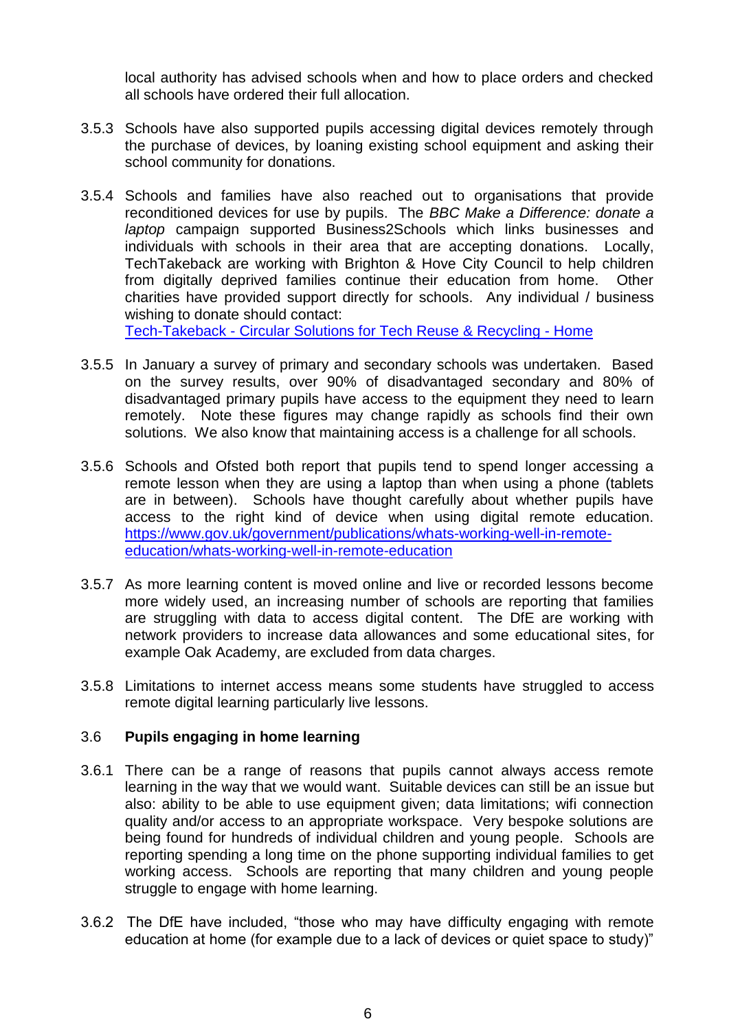local authority has advised schools when and how to place orders and checked all schools have ordered their full allocation.

3.5.3 Schools have also supported pupils accessing digital devices remotely through the purchase of devices, by loaning existing school equipment and asking their school community for donations.

3.5.4 Schools and families have also reached out to organisations that provide reconditioned devices for use by pupils. The *BBC Make a Difference: donate a laptop* campaign supported Business2Schools which links businesses and individuals with schools in their area that are accepting donations. Locally, TechTakeback are working with Brighton & Hove City Council to help children from digitally deprived families continue their education from home. Other charities have provided support directly for schools. Any individual / business wishing to donate should contact:
[Tech-Takeback - Circular Solutions for Tech Reuse & Recycling - Home]

3.5.5 In January a survey of primary and secondary schools was undertaken. Based on the survey results, over 90% of disadvantaged secondary and 80% of disadvantaged primary pupils have access to the equipment they need to learn remotely. Note these figures may change rapidly as schools find their own solutions. We also know that maintaining access is a challenge for all schools.

3.5.6 Schools and Ofsted both report that pupils tend to spend longer accessing a remote lesson when they are using a laptop than when using a phone (tablets are in between). Schools have thought carefully about whether pupils have access to the right kind of device when using digital remote education. https://www.gov.uk/government/publications/whats-working-well-in-remote-education/whats-working-well-in-remote-education

3.5.7 As more learning content is moved online and live or recorded lessons become more widely used, an increasing number of schools are reporting that families are struggling with data to access digital content. The DfE are working with network providers to increase data allowances and some educational sites, for example Oak Academy, are excluded from data charges.

3.5.8 Limitations to internet access means some students have struggled to access remote digital learning particularly live lessons.

3.6 **Pupils engaging in home learning**

3.6.1 There can be a range of reasons that pupils cannot always access remote learning in the way that we would want. Suitable devices can still be an issue but also: ability to be able to use equipment given; data limitations; wifi connection quality and/or access to an appropriate workspace. Very bespoke solutions are being found for hundreds of individual children and young people. Schools are reporting spending a long time on the phone supporting individual families to get working access. Schools are reporting that many children and young people struggle to engage with home learning.

3.6.2 The DfE have included, "those who may have difficulty engaging with remote education at home (for example due to a lack of devices or quiet space to study)"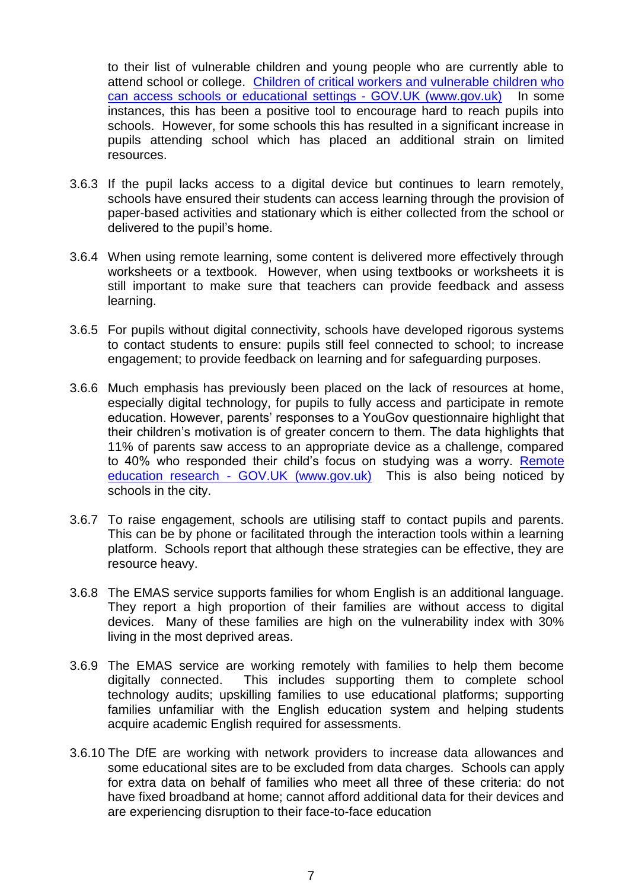to their list of vulnerable children and young people who are currently able to attend school or college. [Children of critical workers and vulnerable children who can access schools or educational settings - GOV.UK (www.gov.uk)] In some instances, this has been a positive tool to encourage hard to reach pupils into schools. However, for some schools this has resulted in a significant increase in pupils attending school which has placed an additional strain on limited resources.

3.6.3 If the pupil lacks access to a digital device but continues to learn remotely, schools have ensured their students can access learning through the provision of paper-based activities and stationary which is either collected from the school or delivered to the pupil's home.

3.6.4 When using remote learning, some content is delivered more effectively through worksheets or a textbook. However, when using textbooks or worksheets it is still important to make sure that teachers can provide feedback and assess learning.

3.6.5 For pupils without digital connectivity, schools have developed rigorous systems to contact students to ensure: pupils still feel connected to school; to increase engagement; to provide feedback on learning and for safeguarding purposes.

3.6.6 Much emphasis has previously been placed on the lack of resources at home, especially digital technology, for pupils to fully access and participate in remote education. However, parents' responses to a YouGov questionnaire highlight that their children's motivation is of greater concern to them. The data highlights that 11% of parents saw access to an appropriate device as a challenge, compared to 40% who responded their child's focus on studying was a worry. [Remote education research - GOV.UK (www.gov.uk)] This is also being noticed by schools in the city.

3.6.7 To raise engagement, schools are utilising staff to contact pupils and parents. This can be by phone or facilitated through the interaction tools within a learning platform. Schools report that although these strategies can be effective, they are resource heavy.

3.6.8 The EMAS service supports families for whom English is an additional language. They report a high proportion of their families are without access to digital devices. Many of these families are high on the vulnerability index with 30% living in the most deprived areas.

3.6.9 The EMAS service are working remotely with families to help them become digitally connected. This includes supporting them to complete school technology audits; upskilling families to use educational platforms; supporting families unfamiliar with the English education system and helping students acquire academic English required for assessments.

3.6.10 The DfE are working with network providers to increase data allowances and some educational sites are to be excluded from data charges. Schools can apply for extra data on behalf of families who meet all three of these criteria: do not have fixed broadband at home; cannot afford additional data for their devices and are experiencing disruption to their face-to-face education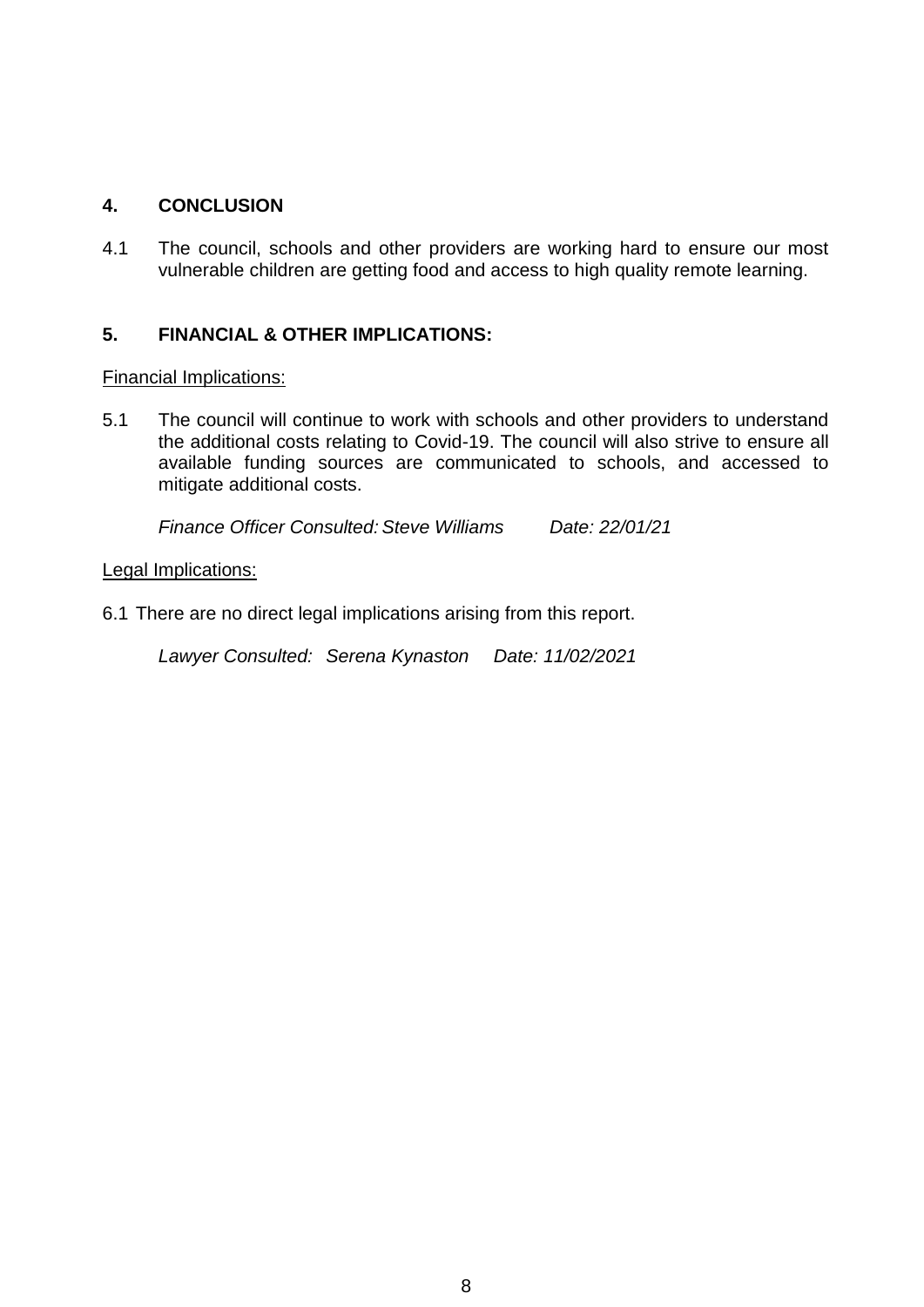## 4. CONCLUSION

4.1 The council, schools and other providers are working hard to ensure our most vulnerable children are getting food and access to high quality remote learning.

## 5. FINANCIAL & OTHER IMPLICATIONS:

Financial Implications:

5.1 The council will continue to work with schools and other providers to understand the additional costs relating to Covid-19. The council will also strive to ensure all available funding sources are communicated to schools, and accessed to mitigate additional costs.

*Finance Officer Consulted: Steve Williams Date: 22/01/21*

Legal Implications:

6.1 There are no direct legal implications arising from this report.

*Lawyer Consulted: Serena Kynaston Date: 11/02/2021*